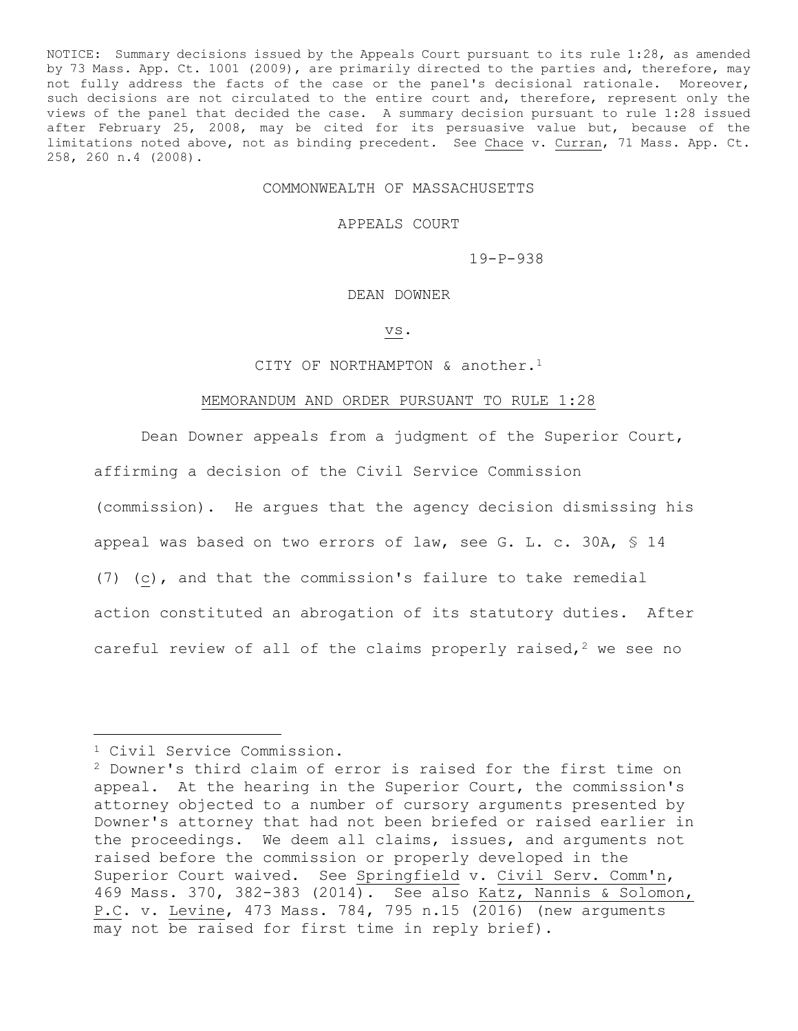NOTICE: Summary decisions issued by the Appeals Court pursuant to its rule 1:28, as amended by 73 Mass. App. Ct. 1001 (2009), are primarily directed to the parties and, therefore, may not fully address the facts of the case or the panel's decisional rationale. Moreover, such decisions are not circulated to the entire court and, therefore, represent only the views of the panel that decided the case. A summary decision pursuant to rule 1:28 issued after February 25, 2008, may be cited for its persuasive value but, because of the limitations noted above, not as binding precedent. See Chace v. Curran, 71 Mass. App. Ct. 258, 260 n.4 (2008).

COMMONWEALTH OF MASSACHUSETTS

APPEALS COURT

19-P-938

DEAN DOWNER

vs.

CITY OF NORTHAMPTON & another.[1]

MEMORANDUM AND ORDER PURSUANT TO RULE 1:28

Dean Downer appeals from a judgment of the Superior Court, affirming a decision of the Civil Service Commission (commission). He argues that the agency decision dismissing his appeal was based on two errors of law, see G. L. c. 30A, § 14 (7) (c), and that the commission's failure to take remedial action constituted an abrogation of its statutory duties. After careful review of all of the claims properly raised,[2] we see no

---

[1] Civil Service Commission.

[2] Downer's third claim of error is raised for the first time on appeal. At the hearing in the Superior Court, the commission's attorney objected to a number of cursory arguments presented by Downer's attorney that had not been briefed or raised earlier in the proceedings. We deem all claims, issues, and arguments not raised before the commission or properly developed in the Superior Court waived. See Springfield v. Civil Serv. Comm'n, 469 Mass. 370, 382-383 (2014). See also Katz, Nannis & Solomon, P.C. v. Levine, 473 Mass. 784, 795 n.15 (2016) (new arguments may not be raised for first time in reply brief).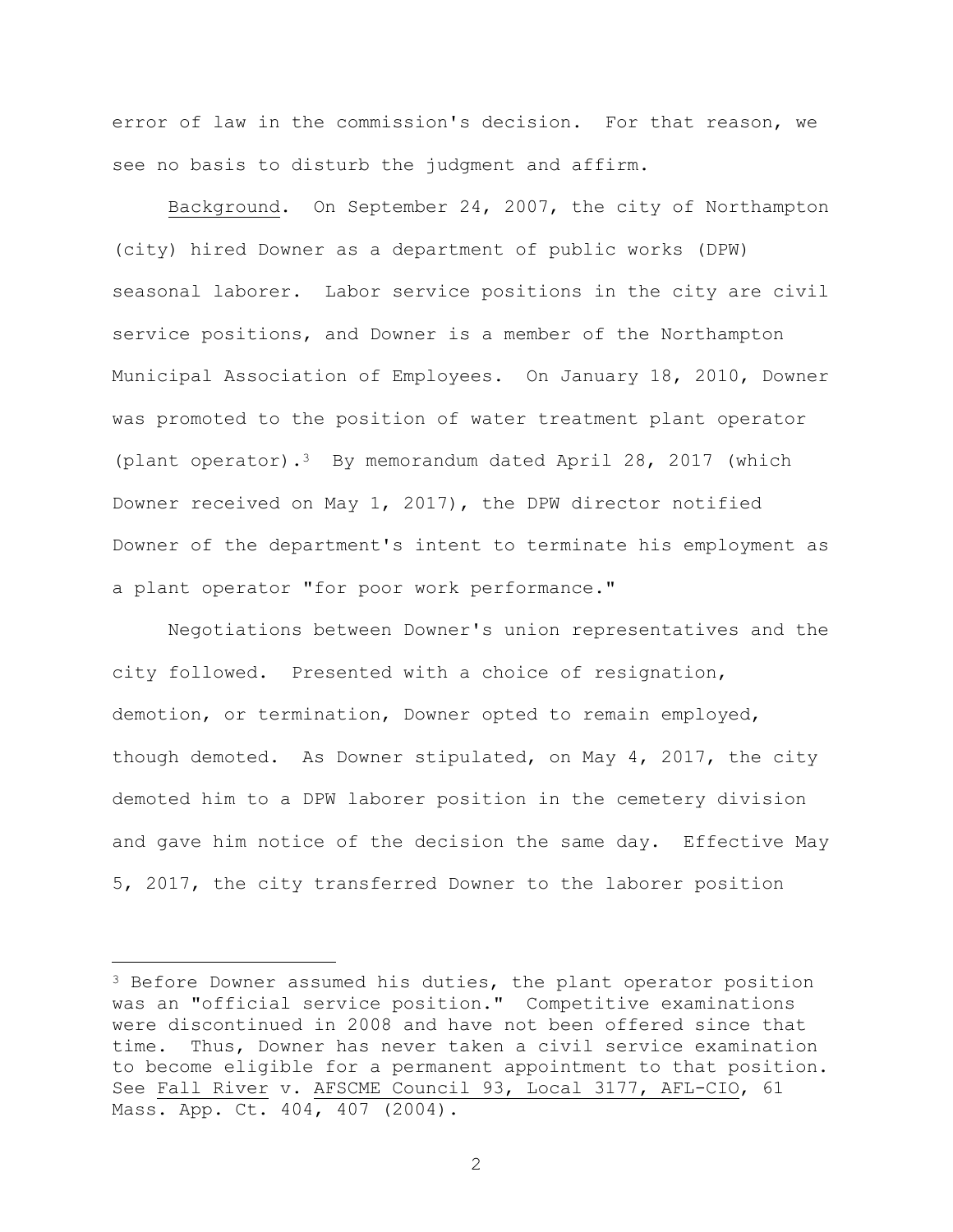error of law in the commission's decision. For that reason, we see no basis to disturb the judgment and affirm.

Background. On September 24, 2007, the city of Northampton (city) hired Downer as a department of public works (DPW) seasonal laborer. Labor service positions in the city are civil service positions, and Downer is a member of the Northampton Municipal Association of Employees. On January 18, 2010, Downer was promoted to the position of water treatment plant operator (plant operator).[3] By memorandum dated April 28, 2017 (which Downer received on May 1, 2017), the DPW director notified Downer of the department's intent to terminate his employment as a plant operator "for poor work performance."

Negotiations between Downer's union representatives and the city followed. Presented with a choice of resignation, demotion, or termination, Downer opted to remain employed, though demoted. As Downer stipulated, on May 4, 2017, the city demoted him to a DPW laborer position in the cemetery division and gave him notice of the decision the same day. Effective May 5, 2017, the city transferred Downer to the laborer position

---

[3] Before Downer assumed his duties, the plant operator position was an "official service position." Competitive examinations were discontinued in 2008 and have not been offered since that time. Thus, Downer has never taken a civil service examination to become eligible for a permanent appointment to that position. See Fall River v. AFSCME Council 93, Local 3177, AFL-CIO, 61 Mass. App. Ct. 404, 407 (2004).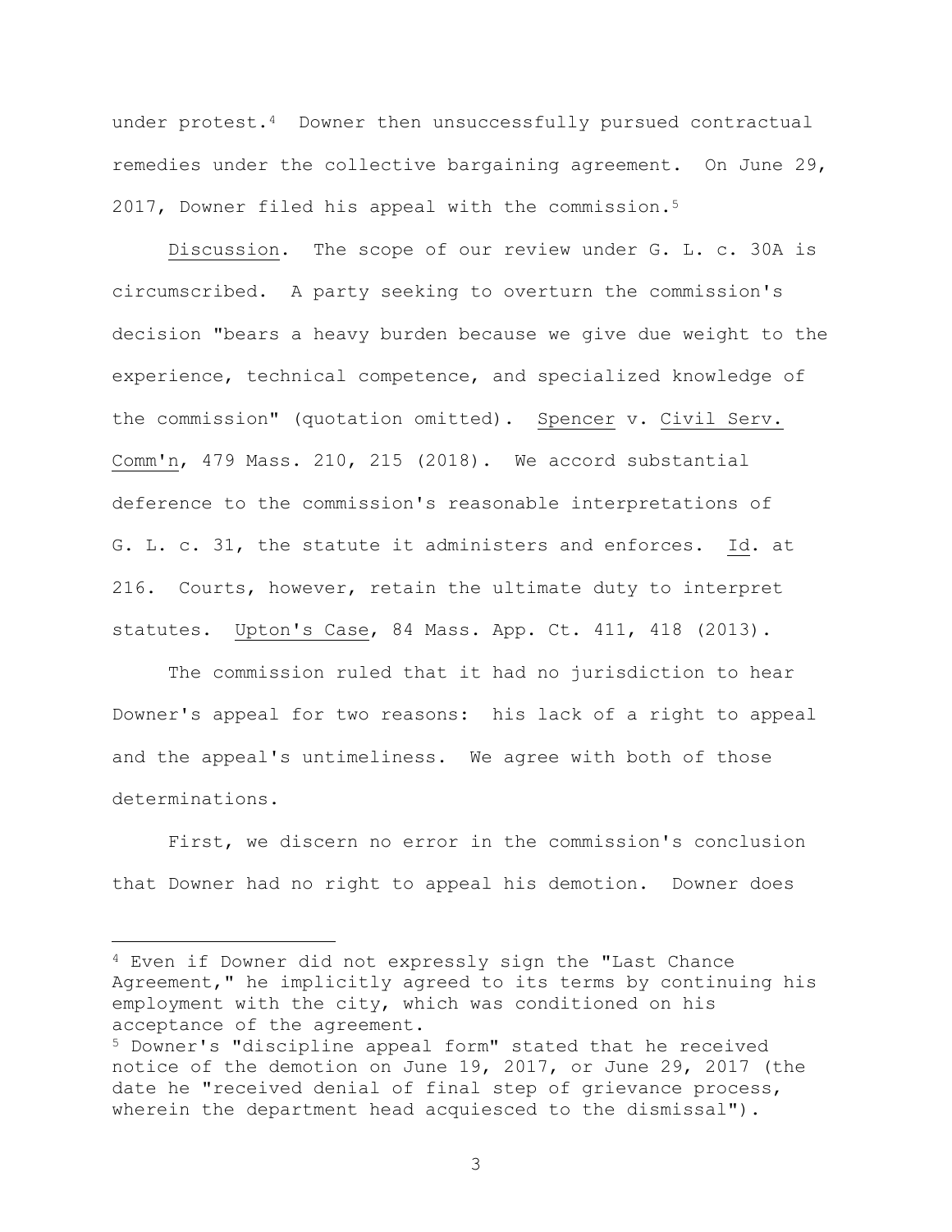under protest.[4] Downer then unsuccessfully pursued contractual remedies under the collective bargaining agreement. On June 29, 2017, Downer filed his appeal with the commission.[5]

Discussion. The scope of our review under G. L. c. 30A is circumscribed. A party seeking to overturn the commission's decision "bears a heavy burden because we give due weight to the experience, technical competence, and specialized knowledge of the commission" (quotation omitted). Spencer v. Civil Serv. Comm'n, 479 Mass. 210, 215 (2018). We accord substantial deference to the commission's reasonable interpretations of G. L. c. 31, the statute it administers and enforces. Id. at 216. Courts, however, retain the ultimate duty to interpret statutes. Upton's Case, 84 Mass. App. Ct. 411, 418 (2013).

The commission ruled that it had no jurisdiction to hear Downer's appeal for two reasons: his lack of a right to appeal and the appeal's untimeliness. We agree with both of those determinations.

First, we discern no error in the commission's conclusion that Downer had no right to appeal his demotion. Downer does

---

[4] Even if Downer did not expressly sign the "Last Chance Agreement," he implicitly agreed to its terms by continuing his employment with the city, which was conditioned on his acceptance of the agreement.

[5] Downer's "discipline appeal form" stated that he received notice of the demotion on June 19, 2017, or June 29, 2017 (the date he "received denial of final step of grievance process, wherein the department head acquiesced to the dismissal").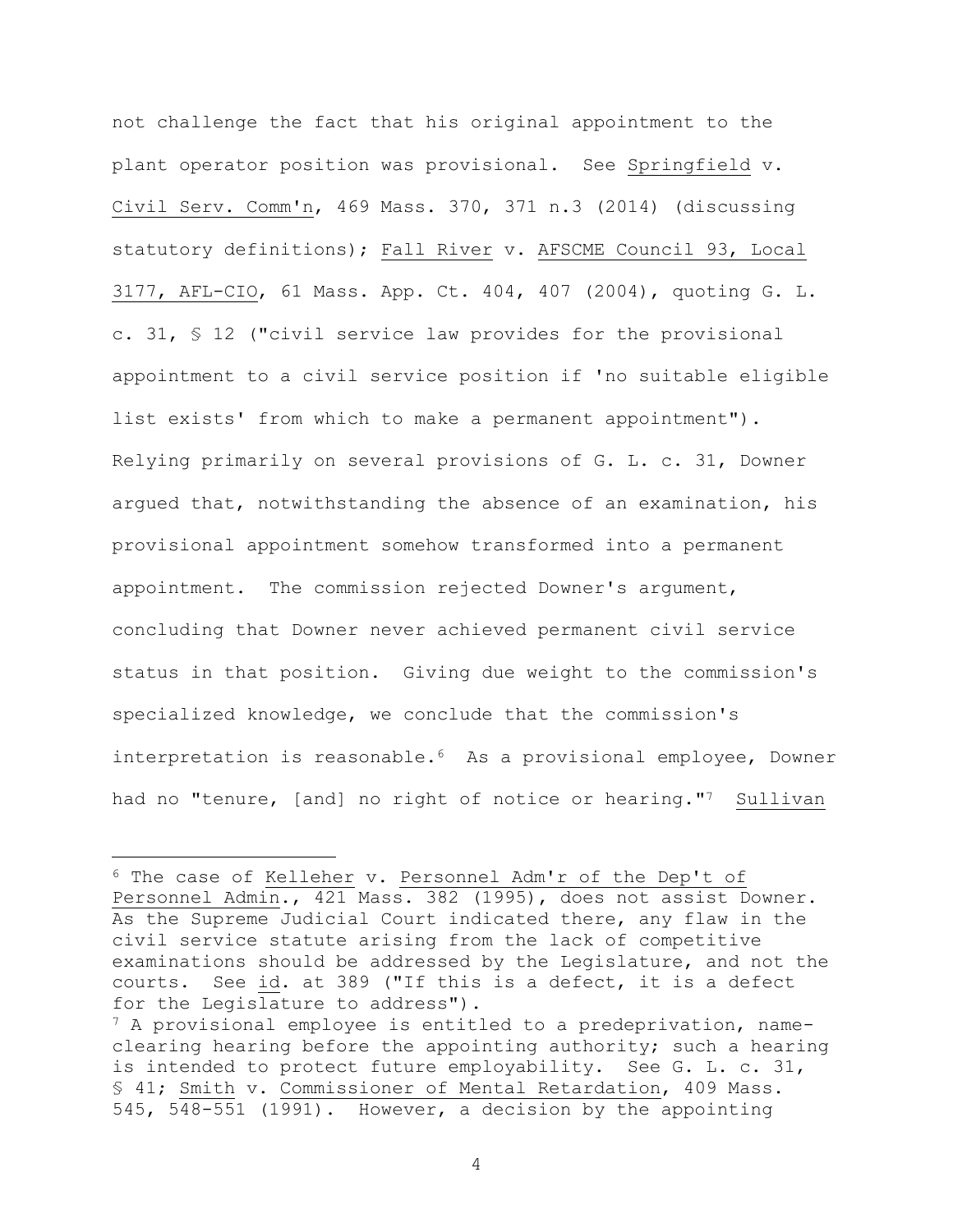not challenge the fact that his original appointment to the plant operator position was provisional. See Springfield v. Civil Serv. Comm'n, 469 Mass. 370, 371 n.3 (2014) (discussing statutory definitions); Fall River v. AFSCME Council 93, Local 3177, AFL-CIO, 61 Mass. App. Ct. 404, 407 (2004), quoting G. L. c. 31, § 12 ("civil service law provides for the provisional appointment to a civil service position if 'no suitable eligible list exists' from which to make a permanent appointment"). Relying primarily on several provisions of G. L. c. 31, Downer argued that, notwithstanding the absence of an examination, his provisional appointment somehow transformed into a permanent appointment. The commission rejected Downer's argument, concluding that Downer never achieved permanent civil service status in that position. Giving due weight to the commission's specialized knowledge, we conclude that the commission's interpretation is reasonable.[6] As a provisional employee, Downer had no "tenure, [and] no right of notice or hearing."[7] Sullivan

---

[6] The case of Kelleher v. Personnel Adm'r of the Dep't of Personnel Admin., 421 Mass. 382 (1995), does not assist Downer. As the Supreme Judicial Court indicated there, any flaw in the civil service statute arising from the lack of competitive examinations should be addressed by the Legislature, and not the courts. See id. at 389 ("If this is a defect, it is a defect for the Legislature to address").

[7] A provisional employee is entitled to a predeprivation, name-clearing hearing before the appointing authority; such a hearing is intended to protect future employability. See G. L. c. 31, § 41; Smith v. Commissioner of Mental Retardation, 409 Mass. 545, 548-551 (1991). However, a decision by the appointing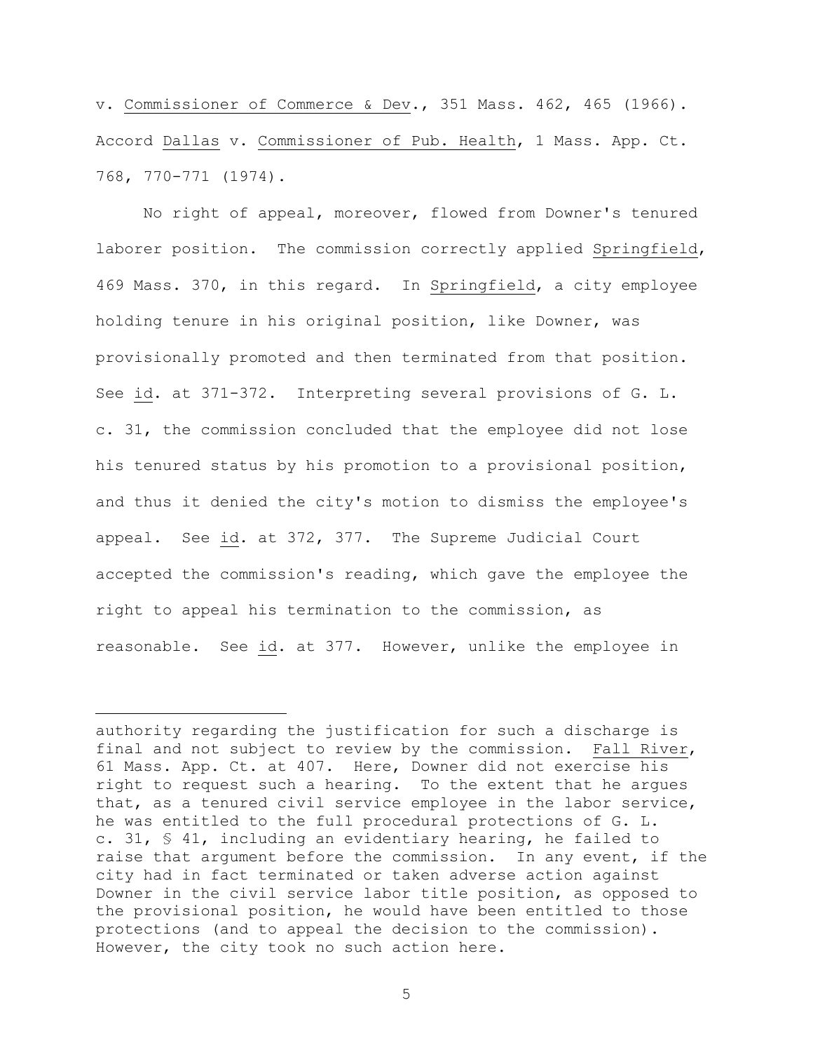v. Commissioner of Commerce & Dev., 351 Mass. 462, 465 (1966). Accord Dallas v. Commissioner of Pub. Health, 1 Mass. App. Ct. 768, 770-771 (1974).

No right of appeal, moreover, flowed from Downer's tenured laborer position. The commission correctly applied Springfield, 469 Mass. 370, in this regard. In Springfield, a city employee holding tenure in his original position, like Downer, was provisionally promoted and then terminated from that position. See id. at 371-372. Interpreting several provisions of G. L. c. 31, the commission concluded that the employee did not lose his tenured status by his promotion to a provisional position, and thus it denied the city's motion to dismiss the employee's appeal. See id. at 372, 377. The Supreme Judicial Court accepted the commission's reading, which gave the employee the right to appeal his termination to the commission, as reasonable. See id. at 377. However, unlike the employee in

---

authority regarding the justification for such a discharge is final and not subject to review by the commission. Fall River, 61 Mass. App. Ct. at 407. Here, Downer did not exercise his right to request such a hearing. To the extent that he argues that, as a tenured civil service employee in the labor service, he was entitled to the full procedural protections of G. L. c. 31, § 41, including an evidentiary hearing, he failed to raise that argument before the commission. In any event, if the city had in fact terminated or taken adverse action against Downer in the civil service labor title position, as opposed to the provisional position, he would have been entitled to those protections (and to appeal the decision to the commission). However, the city took no such action here.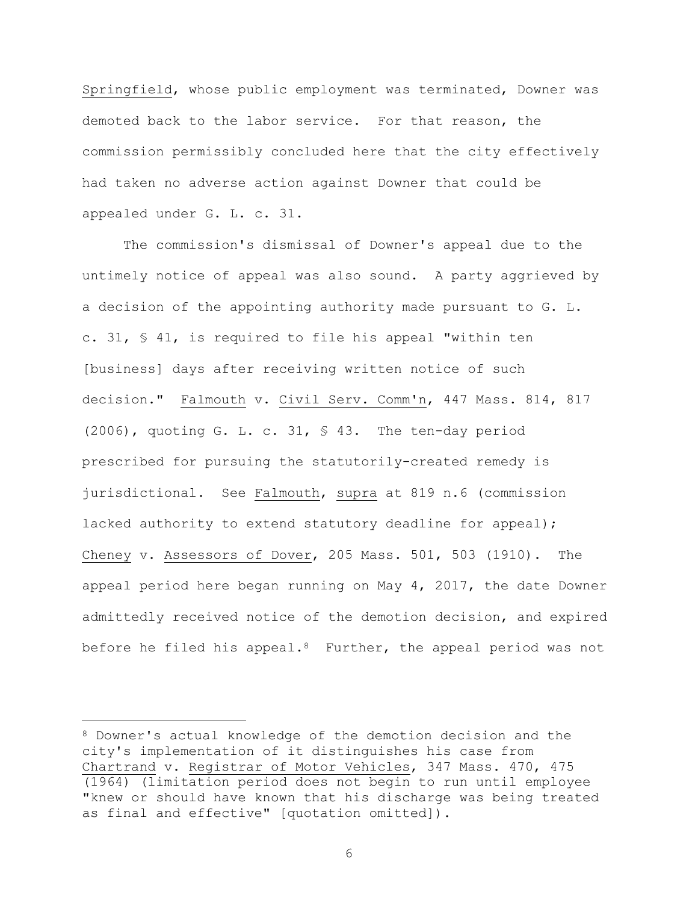Springfield, whose public employment was terminated, Downer was demoted back to the labor service. For that reason, the commission permissibly concluded here that the city effectively had taken no adverse action against Downer that could be appealed under G. L. c. 31.

The commission's dismissal of Downer's appeal due to the untimely notice of appeal was also sound. A party aggrieved by a decision of the appointing authority made pursuant to G. L. c. 31, § 41, is required to file his appeal "within ten [business] days after receiving written notice of such decision." Falmouth v. Civil Serv. Comm'n, 447 Mass. 814, 817 (2006), quoting G. L. c. 31, § 43. The ten-day period prescribed for pursuing the statutorily-created remedy is jurisdictional. See Falmouth, supra at 819 n.6 (commission lacked authority to extend statutory deadline for appeal); Cheney v. Assessors of Dover, 205 Mass. 501, 503 (1910). The appeal period here began running on May 4, 2017, the date Downer admittedly received notice of the demotion decision, and expired before he filed his appeal.[8] Further, the appeal period was not

[8] Downer's actual knowledge of the demotion decision and the city's implementation of it distinguishes his case from Chartrand v. Registrar of Motor Vehicles, 347 Mass. 470, 475 (1964) (limitation period does not begin to run until employee "knew or should have known that his discharge was being treated as final and effective" [quotation omitted]).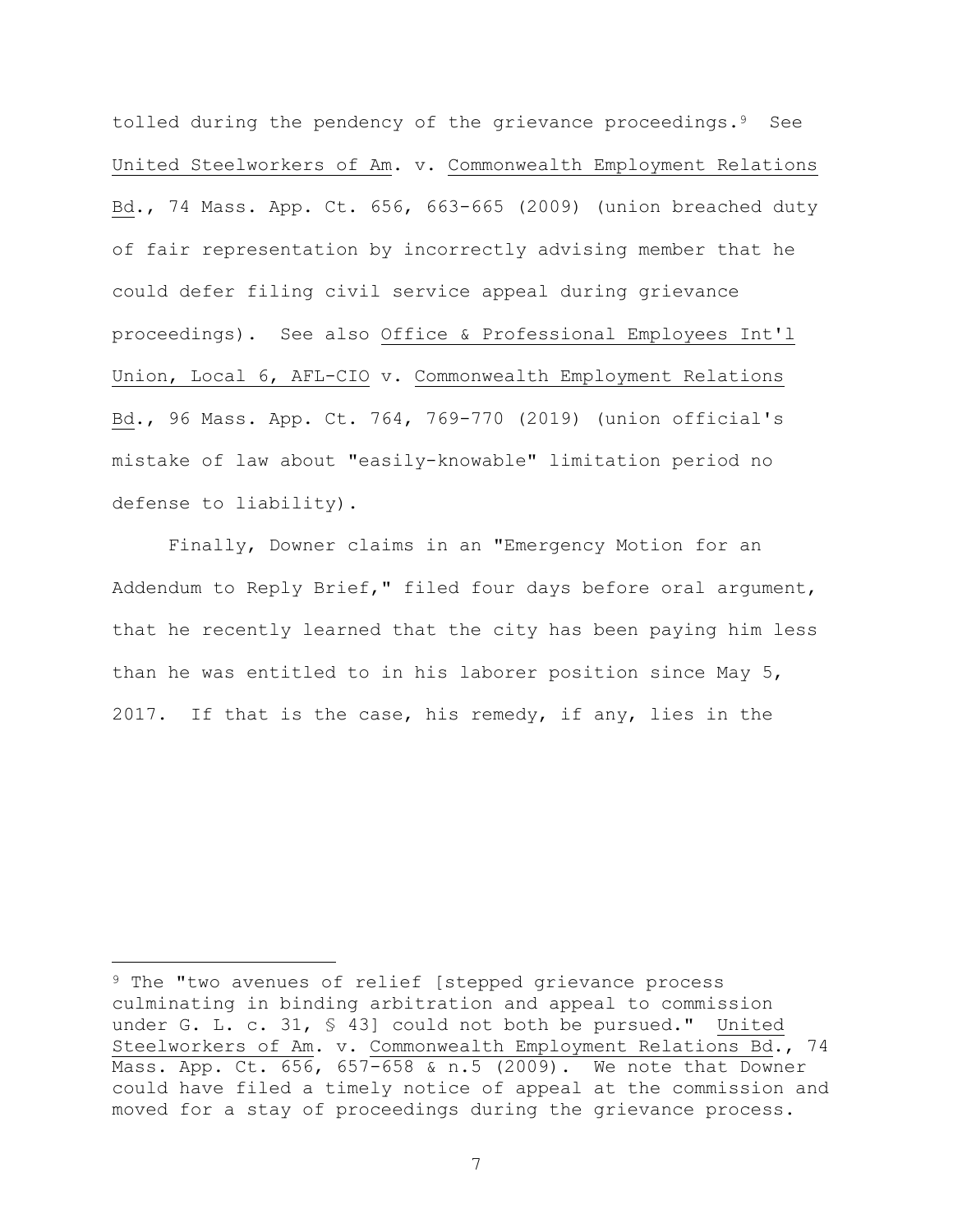tolled during the pendency of the grievance proceedings.[9] See United Steelworkers of Am. v. Commonwealth Employment Relations Bd., 74 Mass. App. Ct. 656, 663-665 (2009) (union breached duty of fair representation by incorrectly advising member that he could defer filing civil service appeal during grievance proceedings). See also Office & Professional Employees Int'l Union, Local 6, AFL-CIO v. Commonwealth Employment Relations Bd., 96 Mass. App. Ct. 764, 769-770 (2019) (union official's mistake of law about "easily-knowable" limitation period no defense to liability).

Finally, Downer claims in an "Emergency Motion for an Addendum to Reply Brief," filed four days before oral argument, that he recently learned that the city has been paying him less than he was entitled to in his laborer position since May 5, 2017. If that is the case, his remedy, if any, lies in the

---

[9] The "two avenues of relief [stepped grievance process culminating in binding arbitration and appeal to commission under G. L. c. 31, § 43] could not both be pursued." United Steelworkers of Am. v. Commonwealth Employment Relations Bd., 74 Mass. App. Ct. 656, 657-658 & n.5 (2009). We note that Downer could have filed a timely notice of appeal at the commission and moved for a stay of proceedings during the grievance process.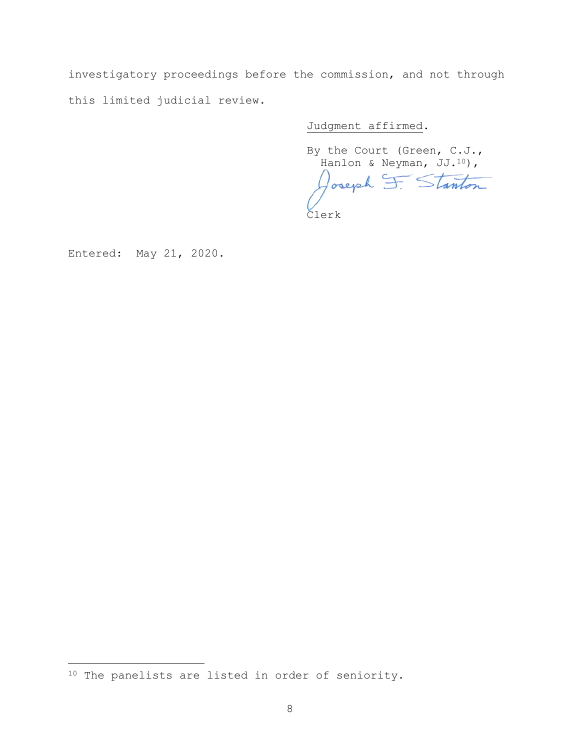investigatory proceedings before the commission, and not through this limited judicial review.

Judgment affirmed.

By the Court (Green, C.J., Hanlon & Neyman, JJ.[10]),

Joseph F. Stanton

Clerk

Entered: May 21, 2020.

---

[10] The panelists are listed in order of seniority.